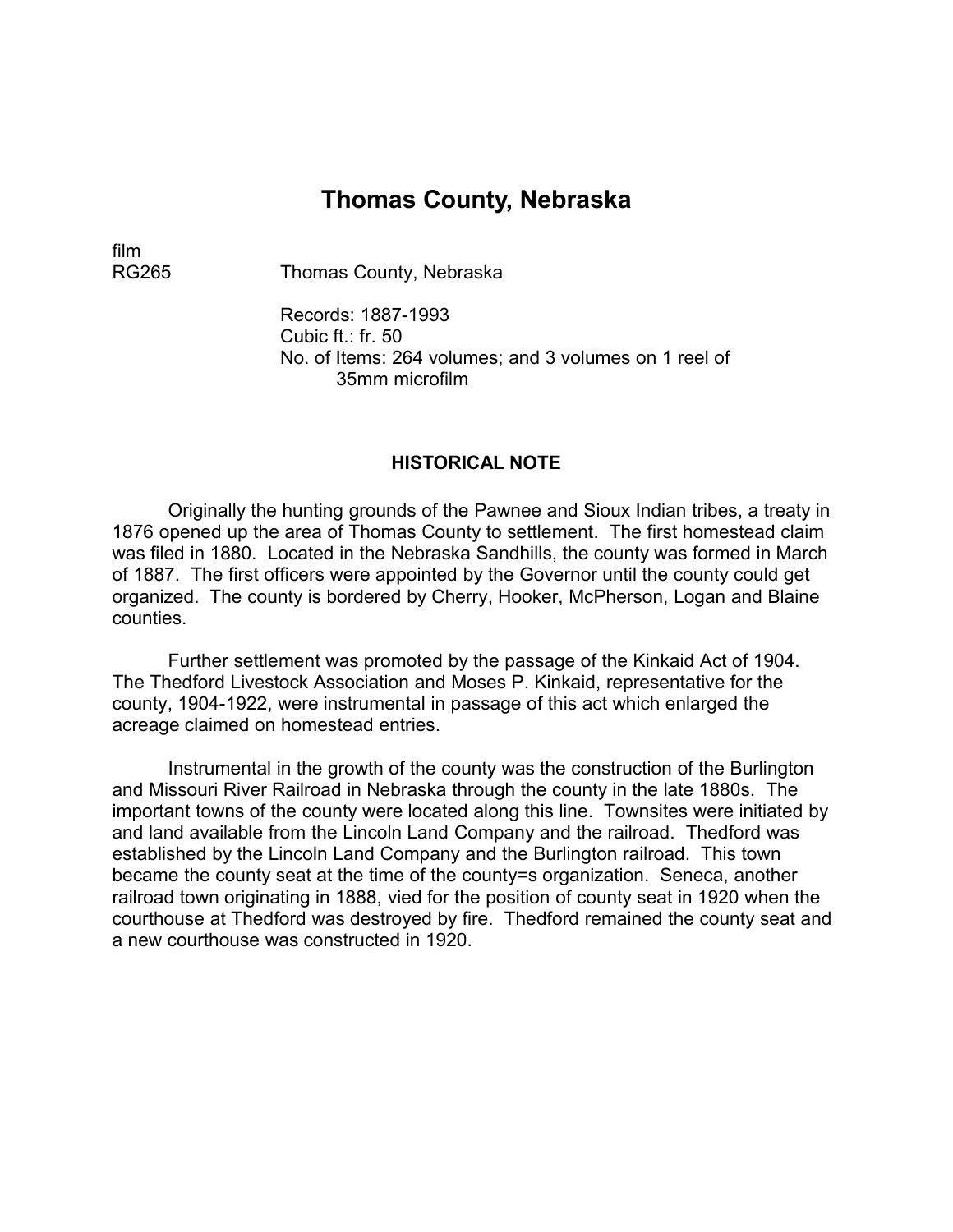# Thomas County, Nebraska

film
RG265 Thomas County, Nebraska

Records: 1887-1993
Cubic ft.: fr. 50
No. of Items: 264 volumes; and 3 volumes on 1 reel of 35mm microfilm

## HISTORICAL NOTE

Originally the hunting grounds of the Pawnee and Sioux Indian tribes, a treaty in 1876 opened up the area of Thomas County to settlement. The first homestead claim was filed in 1880. Located in the Nebraska Sandhills, the county was formed in March of 1887. The first officers were appointed by the Governor until the county could get organized. The county is bordered by Cherry, Hooker, McPherson, Logan and Blaine counties.

Further settlement was promoted by the passage of the Kinkaid Act of 1904. The Thedford Livestock Association and Moses P. Kinkaid, representative for the county, 1904-1922, were instrumental in passage of this act which enlarged the acreage claimed on homestead entries.

Instrumental in the growth of the county was the construction of the Burlington and Missouri River Railroad in Nebraska through the county in the late 1880s. The important towns of the county were located along this line. Townsites were initiated by and land available from the Lincoln Land Company and the railroad. Thedford was established by the Lincoln Land Company and the Burlington railroad. This town became the county seat at the time of the county=s organization. Seneca, another railroad town originating in 1888, vied for the position of county seat in 1920 when the courthouse at Thedford was destroyed by fire. Thedford remained the county seat and a new courthouse was constructed in 1920.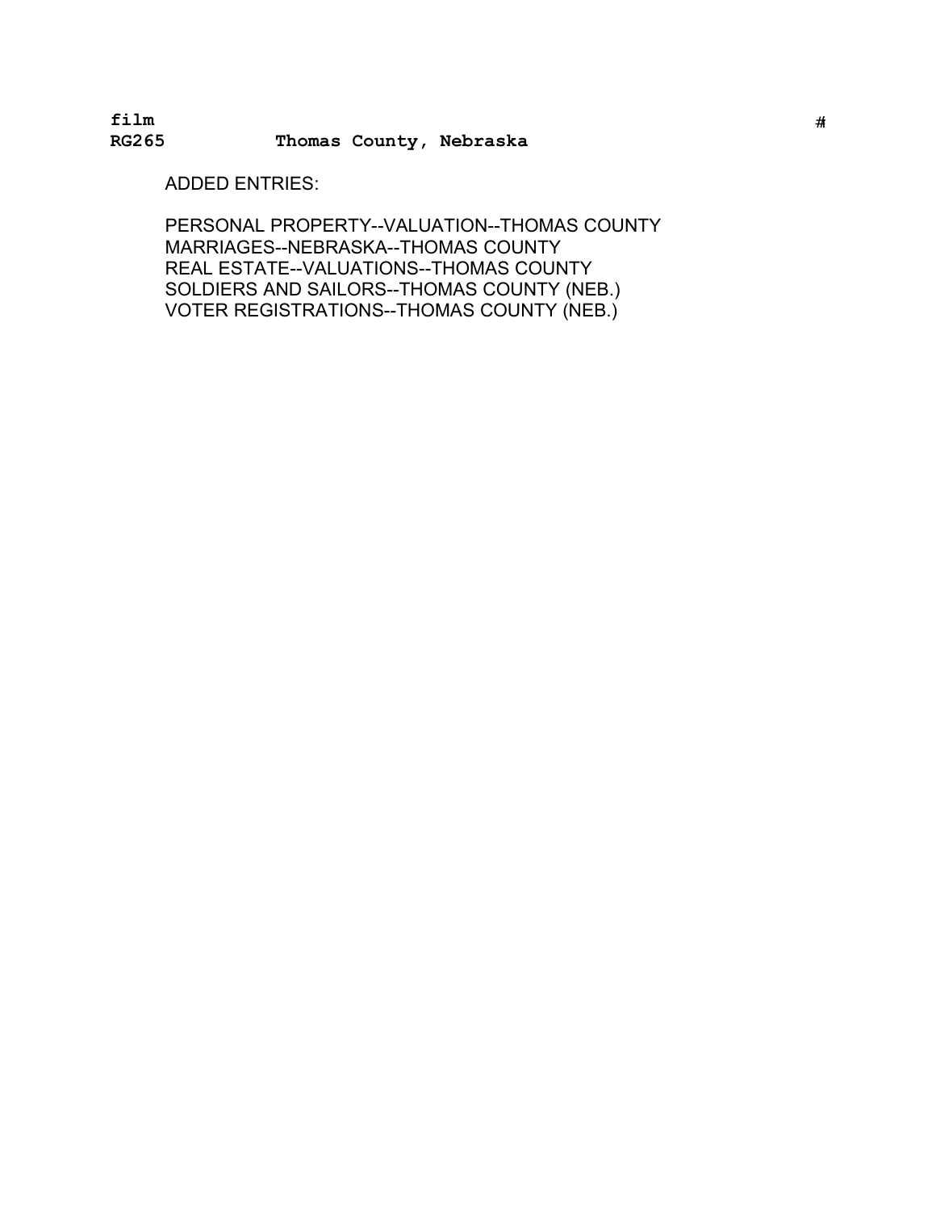film
**RG265 Thomas County, Nebraska**

ADDED ENTRIES:

PERSONAL PROPERTY--VALUATION--THOMAS COUNTY
MARRIAGES--NEBRASKA--THOMAS COUNTY
REAL ESTATE--VALUATIONS--THOMAS COUNTY
SOLDIERS AND SAILORS--THOMAS COUNTY (NEB.)
VOTER REGISTRATIONS--THOMAS COUNTY (NEB.)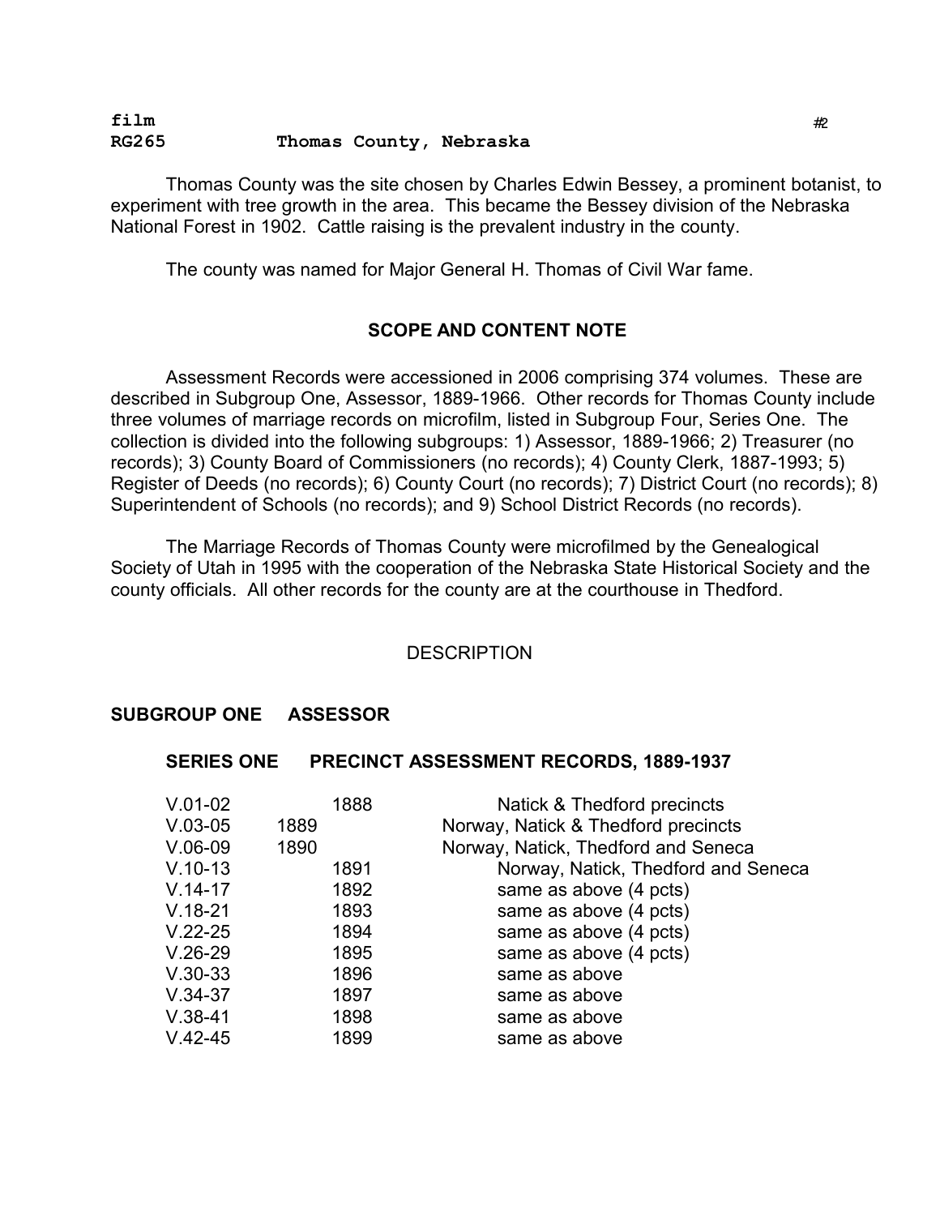film
RG265 **Thomas County, Nebraska**

Thomas County was the site chosen by Charles Edwin Bessey, a prominent botanist, to experiment with tree growth in the area. This became the Bessey division of the Nebraska National Forest in 1902. Cattle raising is the prevalent industry in the county.

The county was named for Major General H. Thomas of Civil War fame.

## SCOPE AND CONTENT NOTE

Assessment Records were accessioned in 2006 comprising 374 volumes. These are described in Subgroup One, Assessor, 1889-1966. Other records for Thomas County include three volumes of marriage records on microfilm, listed in Subgroup Four, Series One. The collection is divided into the following subgroups: 1) Assessor, 1889-1966; 2) Treasurer (no records); 3) County Board of Commissioners (no records); 4) County Clerk, 1887-1993; 5) Register of Deeds (no records); 6) County Court (no records); 7) District Court (no records); 8) Superintendent of Schools (no records); and 9) School District Records (no records).

The Marriage Records of Thomas County were microfilmed by the Genealogical Society of Utah in 1995 with the cooperation of the Nebraska State Historical Society and the county officials. All other records for the county are at the courthouse in Thedford.

## DESCRIPTION

### SUBGROUP ONE ASSESSOR

#### SERIES ONE PRECINCT ASSESSMENT RECORDS, 1889-1937

| | | |
|---|---|---|
| V.01-02 | 1888 | Natick & Thedford precincts |
| V.03-05 | 1889 | Norway, Natick & Thedford precincts |
| V.06-09 | 1890 | Norway, Natick, Thedford and Seneca |
| V.10-13 | 1891 | Norway, Natick, Thedford and Seneca |
| V.14-17 | 1892 | same as above (4 pcts) |
| V.18-21 | 1893 | same as above (4 pcts) |
| V.22-25 | 1894 | same as above (4 pcts) |
| V.26-29 | 1895 | same as above (4 pcts) |
| V.30-33 | 1896 | same as above |
| V.34-37 | 1897 | same as above |
| V.38-41 | 1898 | same as above |
| V.42-45 | 1899 | same as above |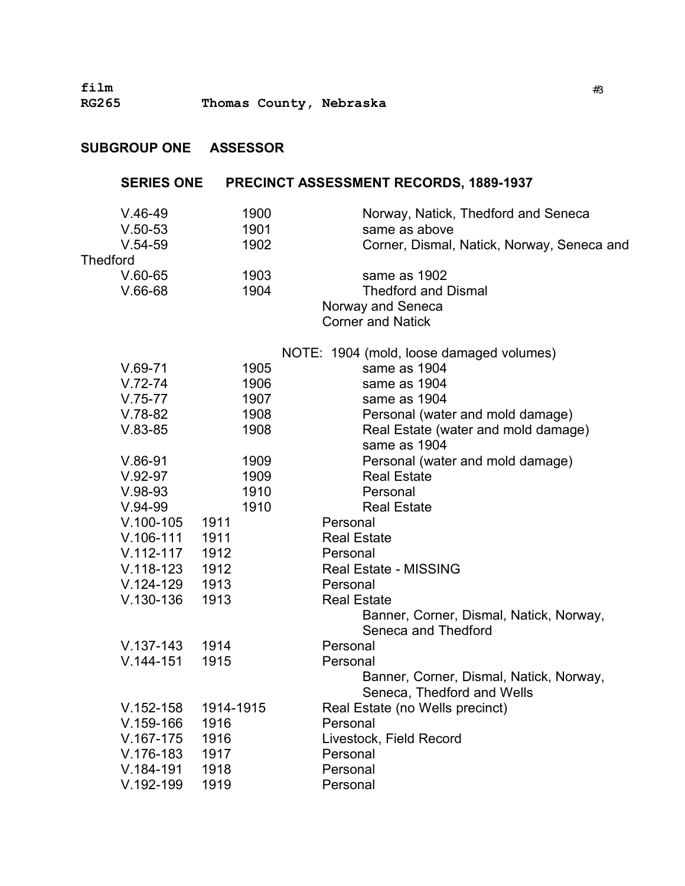film
RG265 **Thomas County, Nebraska**

## SUBGROUP ONE ASSESSOR

### SERIES ONE PRECINCT ASSESSMENT RECORDS, 1889-1937

| | | |
|---|---|---|
| V.46-49 | 1900 | Norway, Natick, Thedford and Seneca |
| V.50-53 | 1901 | same as above |
| V.54-59 | 1902 | Corner, Dismal, Natick, Norway, Seneca and Thedford |
| V.60-65 | 1903 | same as 1902 |
| V.66-68 | 1904 | Thedford and Dismal<br>Norway and Seneca<br>Corner and Natick |
| | | NOTE: 1904 (mold, loose damaged volumes) |
| V.69-71 | 1905 | same as 1904 |
| V.72-74 | 1906 | same as 1904 |
| V.75-77 | 1907 | same as 1904 |
| V.78-82 | 1908 | Personal (water and mold damage) |
| V.83-85 | 1908 | Real Estate (water and mold damage)<br>same as 1904 |
| V.86-91 | 1909 | Personal (water and mold damage) |
| V.92-97 | 1909 | Real Estate |
| V.98-93 | 1910 | Personal |
| V.94-99 | 1910 | Real Estate |
| V.100-105 | 1911 | Personal |
| V.106-111 | 1911 | Real Estate |
| V.112-117 | 1912 | Personal |
| V.118-123 | 1912 | Real Estate - MISSING |
| V.124-129 | 1913 | Personal |
| V.130-136 | 1913 | Real Estate<br>Banner, Corner, Dismal, Natick, Norway, Seneca and Thedford |
| V.137-143 | 1914 | Personal |
| V.144-151 | 1915 | Personal<br>Banner, Corner, Dismal, Natick, Norway, Seneca, Thedford and Wells |
| V.152-158 | 1914-1915 | Real Estate (no Wells precinct) |
| V.159-166 | 1916 | Personal |
| V.167-175 | 1916 | Livestock, Field Record |
| V.176-183 | 1917 | Personal |
| V.184-191 | 1918 | Personal |
| V.192-199 | 1919 | Personal |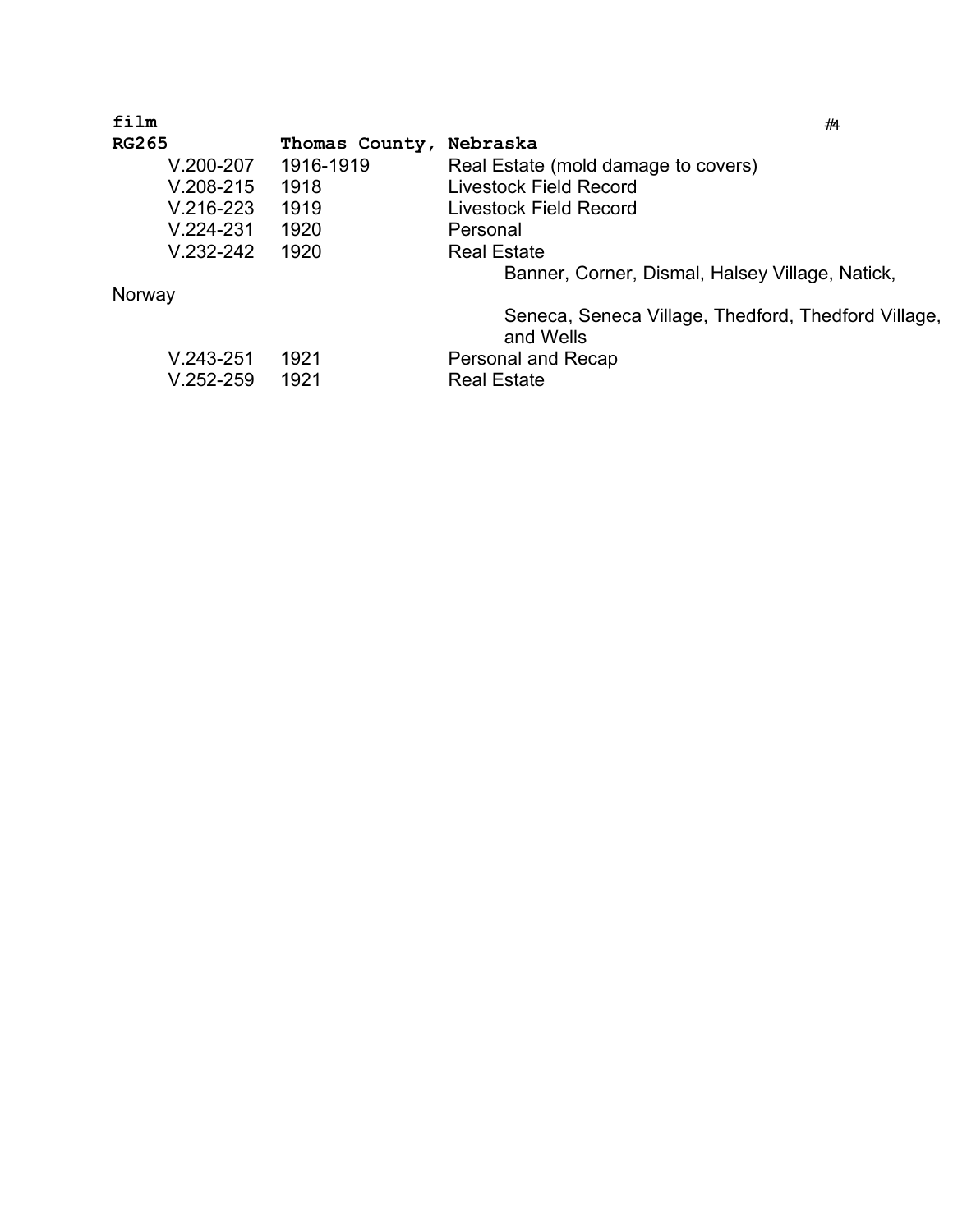**film** #4

**RG265** **Thomas County, Nebraska**

| | | |
|---|---|---|
| V.200-207 | 1916-1919 | Real Estate (mold damage to covers) |
| V.208-215 | 1918 | Livestock Field Record |
| V.216-223 | 1919 | Livestock Field Record |
| V.224-231 | 1920 | Personal |
| V.232-242 | 1920 | Real Estate<br>Banner, Corner, Dismal, Halsey Village, Natick, Norway<br>Seneca, Seneca Village, Thedford, Thedford Village, and Wells |
| V.243-251 | 1921 | Personal and Recap |
| V.252-259 | 1921 | Real Estate |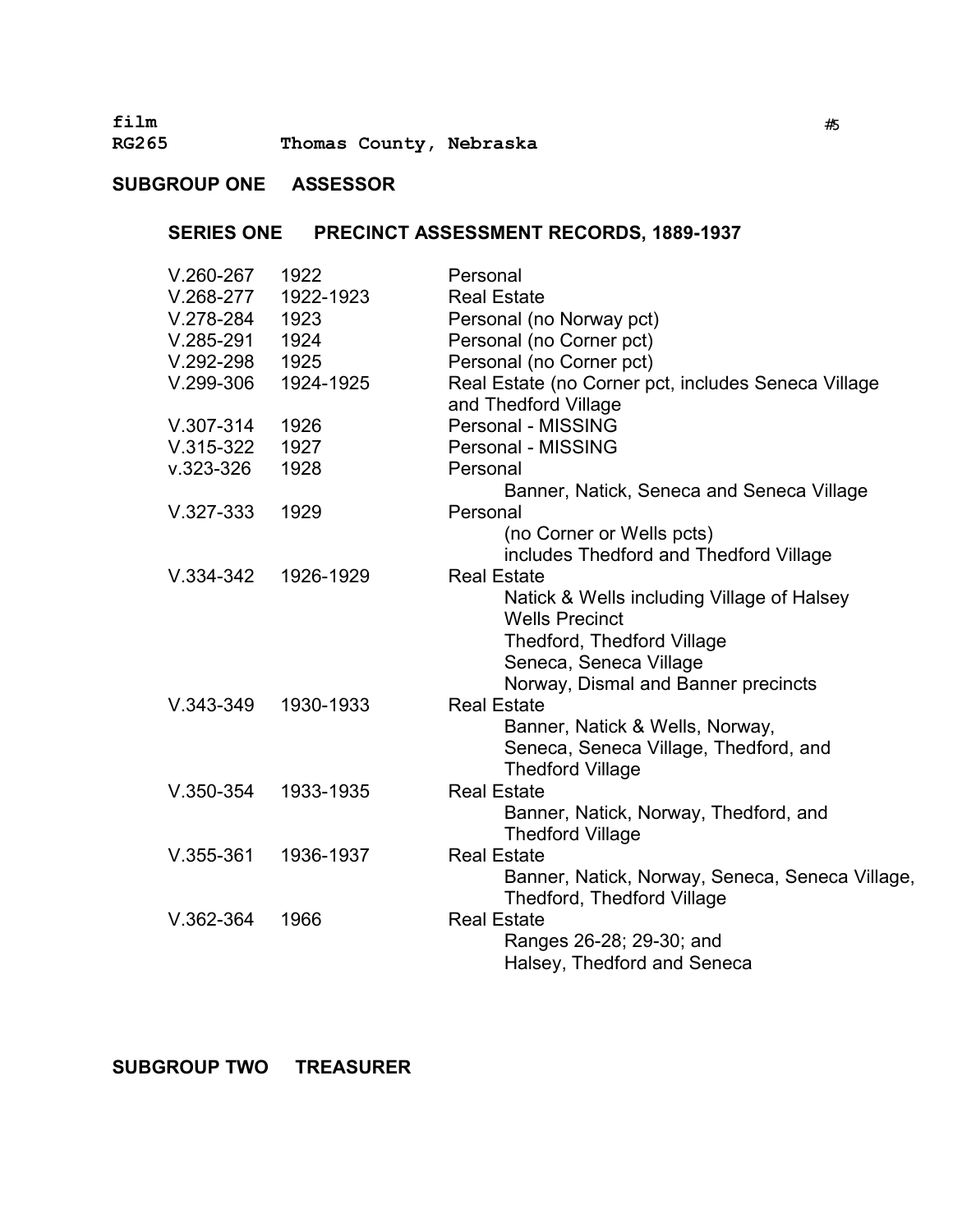film
RG265 Thomas County, Nebraska

## SUBGROUP ONE ASSESSOR

### SERIES ONE PRECINCT ASSESSMENT RECORDS, 1889-1937

| | | |
|---|---|---|
| V.260-267 | 1922 | Personal |
| V.268-277 | 1922-1923 | Real Estate |
| V.278-284 | 1923 | Personal (no Norway pct) |
| V.285-291 | 1924 | Personal (no Corner pct) |
| V.292-298 | 1925 | Personal (no Corner pct) |
| V.299-306 | 1924-1925 | Real Estate (no Corner pct, includes Seneca Village and Thedford Village |
| V.307-314 | 1926 | Personal - MISSING |
| V.315-322 | 1927 | Personal - MISSING |
| v.323-326 | 1928 | Personal<br>Banner, Natick, Seneca and Seneca Village |
| V.327-333 | 1929 | Personal<br>(no Corner or Wells pcts)<br>includes Thedford and Thedford Village |
| V.334-342 | 1926-1929 | Real Estate<br>Natick & Wells including Village of Halsey<br>Wells Precinct<br>Thedford, Thedford Village<br>Seneca, Seneca Village<br>Norway, Dismal and Banner precincts |
| V.343-349 | 1930-1933 | Real Estate<br>Banner, Natick & Wells, Norway,<br>Seneca, Seneca Village, Thedford, and<br>Thedford Village |
| V.350-354 | 1933-1935 | Real Estate<br>Banner, Natick, Norway, Thedford, and<br>Thedford Village |
| V.355-361 | 1936-1937 | Real Estate<br>Banner, Natick, Norway, Seneca, Seneca Village,<br>Thedford, Thedford Village |
| V.362-364 | 1966 | Real Estate<br>Ranges 26-28; 29-30; and<br>Halsey, Thedford and Seneca |

## SUBGROUP TWO TREASURER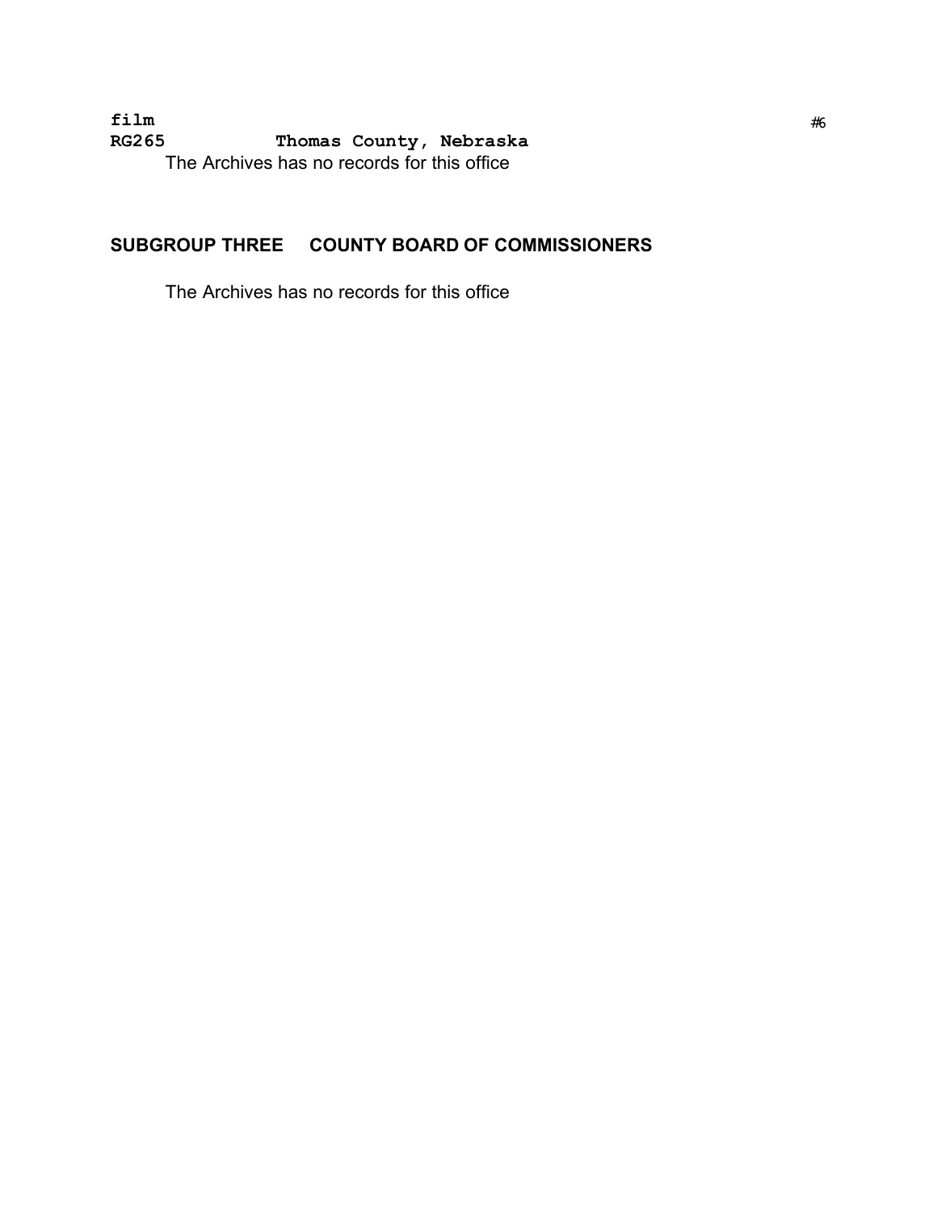**film**
**RG265 Thomas County, Nebraska**

The Archives has no records for this office

## SUBGROUP THREE COUNTY BOARD OF COMMISSIONERS

The Archives has no records for this office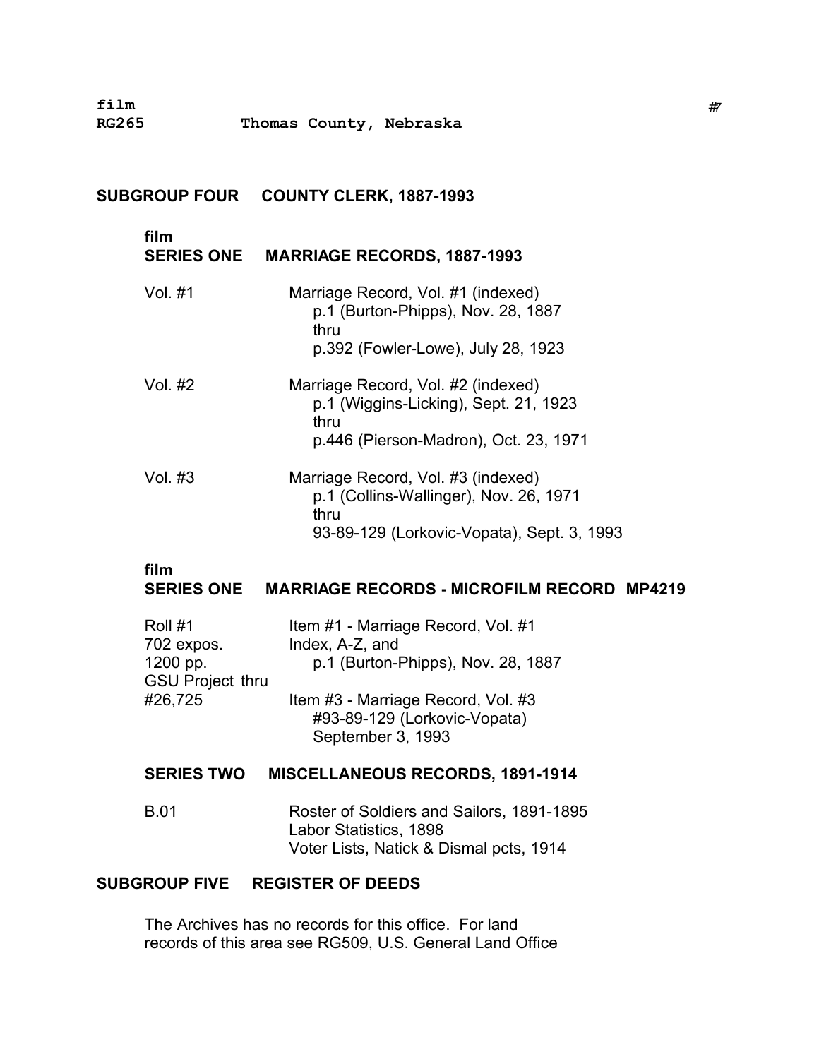**film**
**RG265** **Thomas County, Nebraska**

## SUBGROUP FOUR COUNTY CLERK, 1887-1993

**film**
### SERIES ONE MARRIAGE RECORDS, 1887-1993

Vol. #1 — Marriage Record, Vol. #1 (indexed)
p.1 (Burton-Phipps), Nov. 28, 1887
thru
p.392 (Fowler-Lowe), July 28, 1923

Vol. #2 — Marriage Record, Vol. #2 (indexed)
p.1 (Wiggins-Licking), Sept. 21, 1923
thru
p.446 (Pierson-Madron), Oct. 23, 1971

Vol. #3 — Marriage Record, Vol. #3 (indexed)
p.1 (Collins-Wallinger), Nov. 26, 1971
thru
93-89-129 (Lorkovic-Vopata), Sept. 3, 1993

**film**
### SERIES ONE MARRIAGE RECORDS - MICROFILM RECORD MP4219

Roll #1
702 expos.
1200 pp.
GSU Project #26,725

Item #1 - Marriage Record, Vol. #1
Index, A-Z, and
p.1 (Burton-Phipps), Nov. 28, 1887
thru
Item #3 - Marriage Record, Vol. #3
#93-89-129 (Lorkovic-Vopata)
September 3, 1993

### SERIES TWO MISCELLANEOUS RECORDS, 1891-1914

B.01 — Roster of Soldiers and Sailors, 1891-1895
Labor Statistics, 1898
Voter Lists, Natick & Dismal pcts, 1914

## SUBGROUP FIVE REGISTER OF DEEDS

The Archives has no records for this office. For land records of this area see RG509, U.S. General Land Office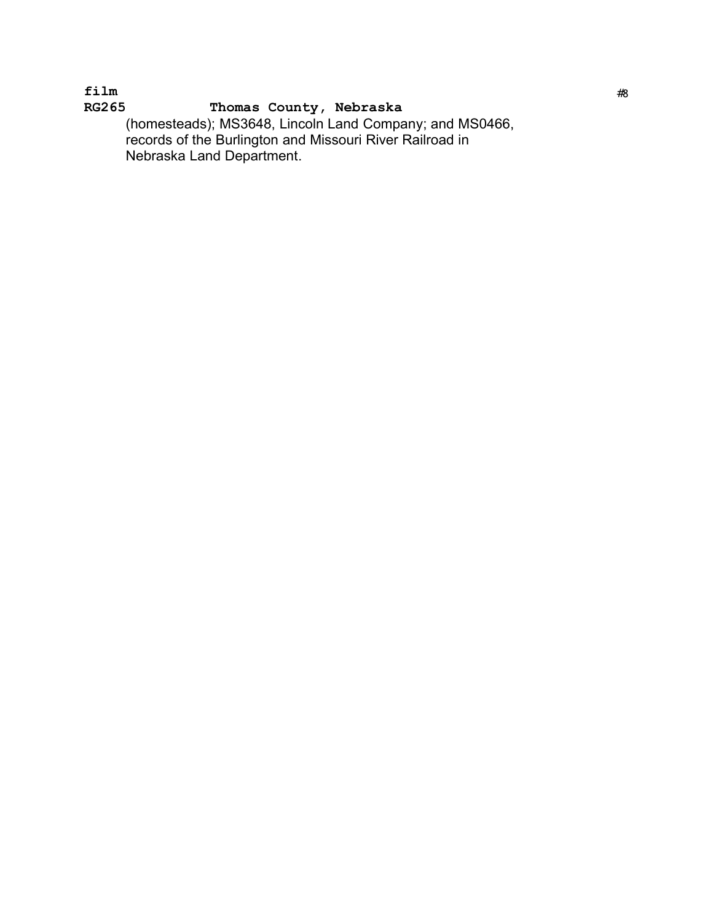**film**
**RG265** **Thomas County, Nebraska**

(homesteads); MS3648, Lincoln Land Company; and MS0466, records of the Burlington and Missouri River Railroad in Nebraska Land Department.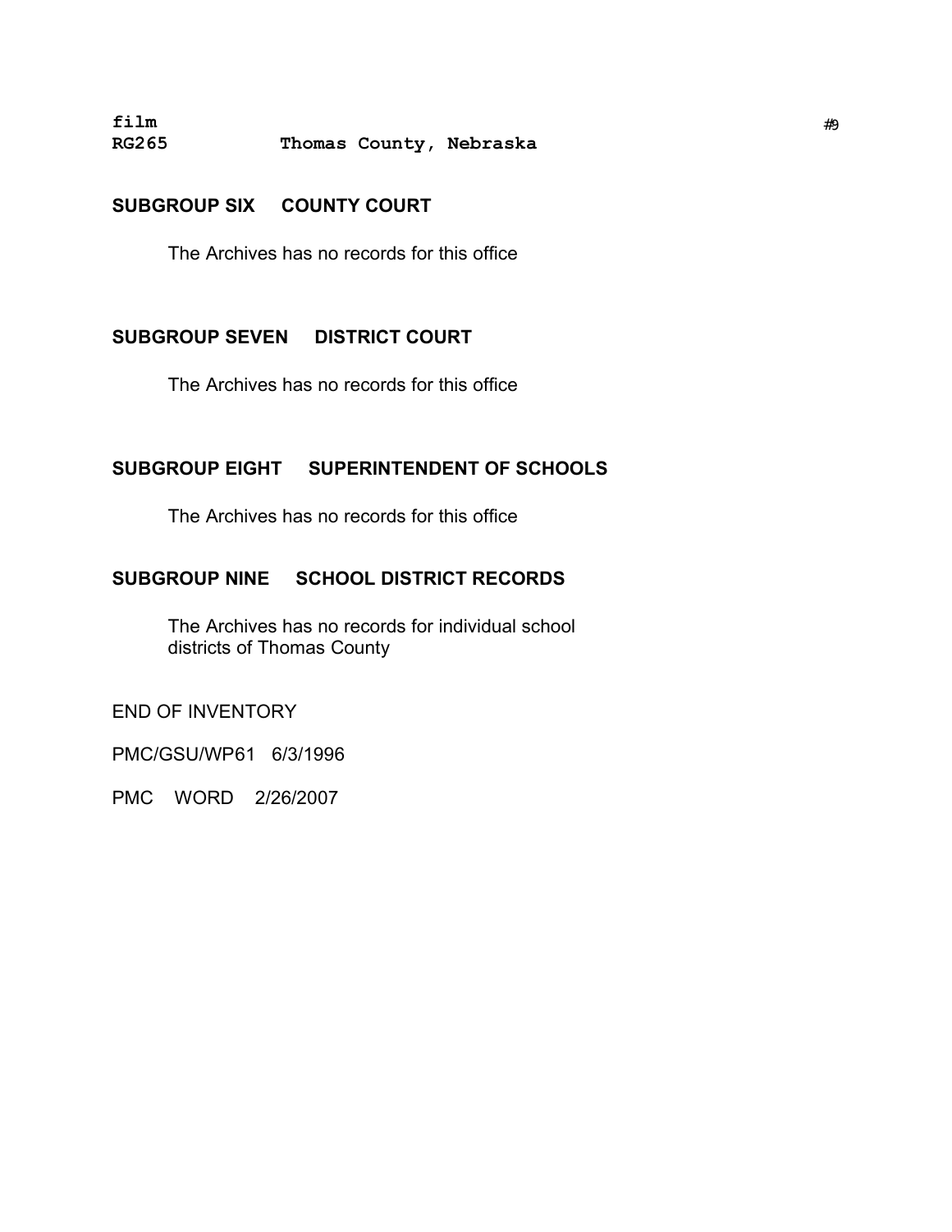film
RG265 Thomas County, Nebraska

## SUBGROUP SIX COUNTY COURT

The Archives has no records for this office

## SUBGROUP SEVEN DISTRICT COURT

The Archives has no records for this office

## SUBGROUP EIGHT SUPERINTENDENT OF SCHOOLS

The Archives has no records for this office

## SUBGROUP NINE SCHOOL DISTRICT RECORDS

The Archives has no records for individual school districts of Thomas County

END OF INVENTORY

PMC/GSU/WP61 6/3/1996

PMC WORD 2/26/2007